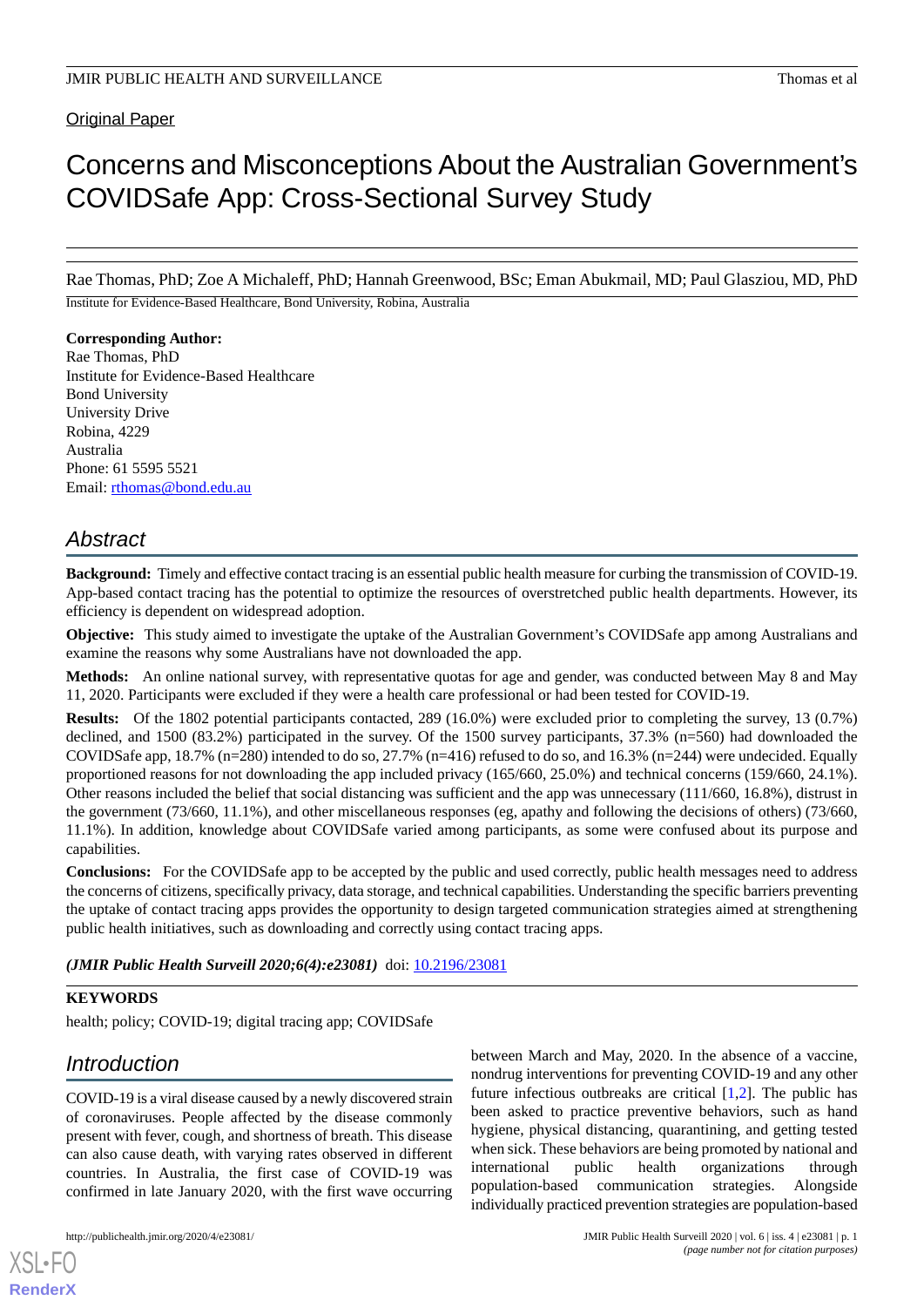Original Paper

# Concerns and Misconceptions About the Australian Government's COVIDSafe App: Cross-Sectional Survey Study

Rae Thomas, PhD; Zoe A Michaleff, PhD; Hannah Greenwood, BSc; Eman Abukmail, MD; Paul Glasziou, MD, PhD

Institute for Evidence-Based Healthcare, Bond University, Robina, Australia

**Corresponding Author:**
Rae Thomas, PhD
Institute for Evidence-Based Healthcare
Bond University
University Drive
Robina, 4229
Australia
Phone: 61 5595 5521
Email: rthomas@bond.edu.au

## Abstract

**Background:** Timely and effective contact tracing is an essential public health measure for curbing the transmission of COVID-19. App-based contact tracing has the potential to optimize the resources of overstretched public health departments. However, its efficiency is dependent on widespread adoption.

**Objective:** This study aimed to investigate the uptake of the Australian Government's COVIDSafe app among Australians and examine the reasons why some Australians have not downloaded the app.

**Methods:** An online national survey, with representative quotas for age and gender, was conducted between May 8 and May 11, 2020. Participants were excluded if they were a health care professional or had been tested for COVID-19.

**Results:** Of the 1802 potential participants contacted, 289 (16.0%) were excluded prior to completing the survey, 13 (0.7%) declined, and 1500 (83.2%) participated in the survey. Of the 1500 survey participants, 37.3% (n=560) had downloaded the COVIDSafe app, 18.7% (n=280) intended to do so, 27.7% (n=416) refused to do so, and 16.3% (n=244) were undecided. Equally proportioned reasons for not downloading the app included privacy (165/660, 25.0%) and technical concerns (159/660, 24.1%). Other reasons included the belief that social distancing was sufficient and the app was unnecessary (111/660, 16.8%), distrust in the government (73/660, 11.1%), and other miscellaneous responses (eg, apathy and following the decisions of others) (73/660, 11.1%). In addition, knowledge about COVIDSafe varied among participants, as some were confused about its purpose and capabilities.

**Conclusions:** For the COVIDSafe app to be accepted by the public and used correctly, public health messages need to address the concerns of citizens, specifically privacy, data storage, and technical capabilities. Understanding the specific barriers preventing the uptake of contact tracing apps provides the opportunity to design targeted communication strategies aimed at strengthening public health initiatives, such as downloading and correctly using contact tracing apps.

***(JMIR Public Health Surveill 2020;6(4):e23081)*** doi: 10.2196/23081

**KEYWORDS**

health; policy; COVID-19; digital tracing app; COVIDSafe

## Introduction

COVID-19 is a viral disease caused by a newly discovered strain of coronaviruses. People affected by the disease commonly present with fever, cough, and shortness of breath. This disease can also cause death, with varying rates observed in different countries. In Australia, the first case of COVID-19 was confirmed in late January 2020, with the first wave occurring between March and May, 2020. In the absence of a vaccine, nondrug interventions for preventing COVID-19 and any other future infectious outbreaks are critical [1,2]. The public has been asked to practice preventive behaviors, such as hand hygiene, physical distancing, quarantining, and getting tested when sick. These behaviors are being promoted by national and international public health organizations through population-based communication strategies. Alongside individually practiced prevention strategies are population-based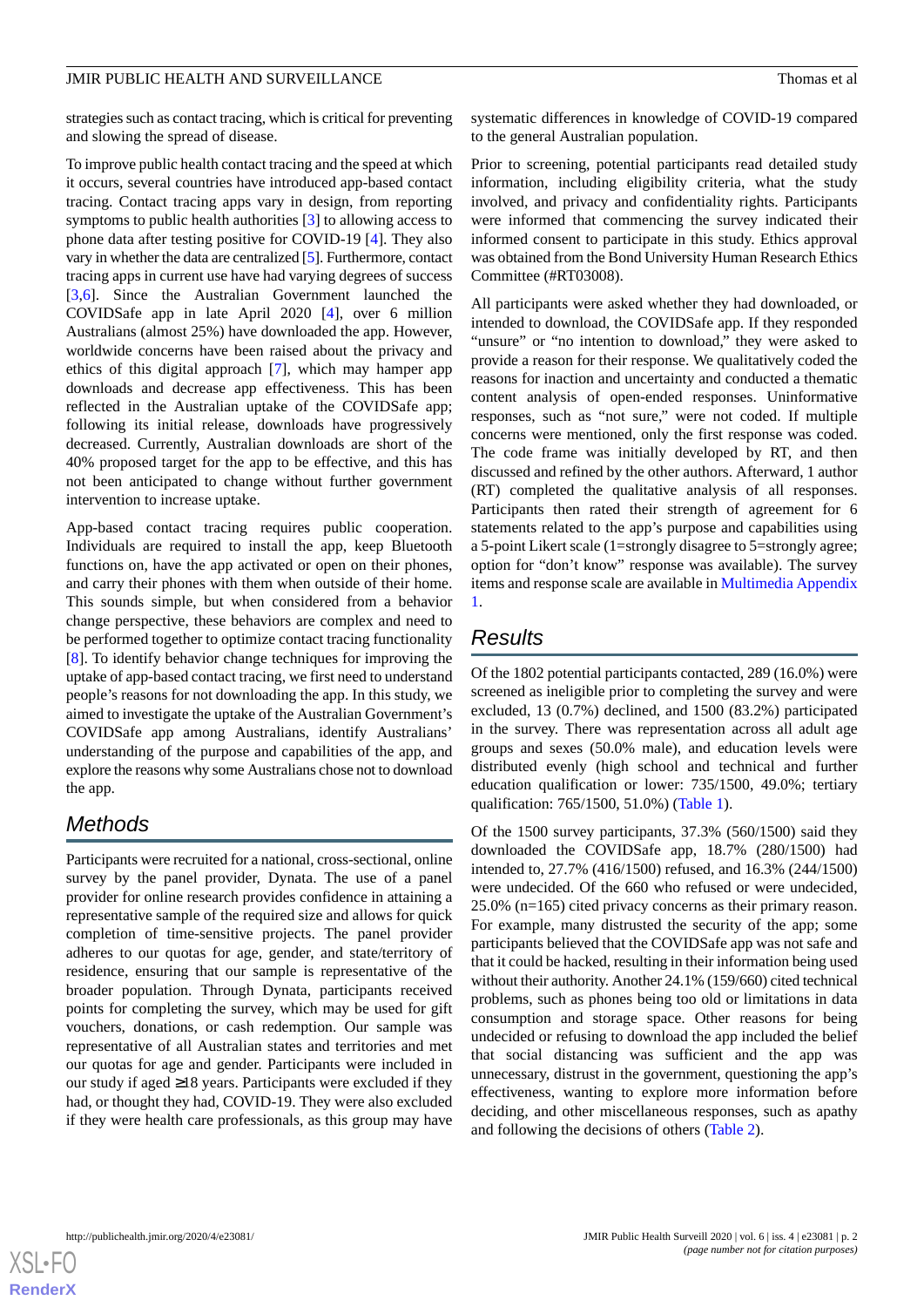strategies such as contact tracing, which is critical for preventing and slowing the spread of disease.

To improve public health contact tracing and the speed at which it occurs, several countries have introduced app-based contact tracing. Contact tracing apps vary in design, from reporting symptoms to public health authorities [3] to allowing access to phone data after testing positive for COVID-19 [4]. They also vary in whether the data are centralized [5]. Furthermore, contact tracing apps in current use have had varying degrees of success [3,6]. Since the Australian Government launched the COVIDSafe app in late April 2020 [4], over 6 million Australians (almost 25%) have downloaded the app. However, worldwide concerns have been raised about the privacy and ethics of this digital approach [7], which may hamper app downloads and decrease app effectiveness. This has been reflected in the Australian uptake of the COVIDSafe app; following its initial release, downloads have progressively decreased. Currently, Australian downloads are short of the 40% proposed target for the app to be effective, and this has not been anticipated to change without further government intervention to increase uptake.

App-based contact tracing requires public cooperation. Individuals are required to install the app, keep Bluetooth functions on, have the app activated or open on their phones, and carry their phones with them when outside of their home. This sounds simple, but when considered from a behavior change perspective, these behaviors are complex and need to be performed together to optimize contact tracing functionality [8]. To identify behavior change techniques for improving the uptake of app-based contact tracing, we first need to understand people's reasons for not downloading the app. In this study, we aimed to investigate the uptake of the Australian Government's COVIDSafe app among Australians, identify Australians' understanding of the purpose and capabilities of the app, and explore the reasons why some Australians chose not to download the app.

## Methods

Participants were recruited for a national, cross-sectional, online survey by the panel provider, Dynata. The use of a panel provider for online research provides confidence in attaining a representative sample of the required size and allows for quick completion of time-sensitive projects. The panel provider adheres to our quotas for age, gender, and state/territory of residence, ensuring that our sample is representative of the broader population. Through Dynata, participants received points for completing the survey, which may be used for gift vouchers, donations, or cash redemption. Our sample was representative of all Australian states and territories and met our quotas for age and gender. Participants were included in our study if aged ≥18 years. Participants were excluded if they had, or thought they had, COVID-19. They were also excluded if they were health care professionals, as this group may have systematic differences in knowledge of COVID-19 compared to the general Australian population.

Prior to screening, potential participants read detailed study information, including eligibility criteria, what the study involved, and privacy and confidentiality rights. Participants were informed that commencing the survey indicated their informed consent to participate in this study. Ethics approval was obtained from the Bond University Human Research Ethics Committee (#RT03008).

All participants were asked whether they had downloaded, or intended to download, the COVIDSafe app. If they responded "unsure" or "no intention to download," they were asked to provide a reason for their response. We qualitatively coded the reasons for inaction and uncertainty and conducted a thematic content analysis of open-ended responses. Uninformative responses, such as "not sure," were not coded. If multiple concerns were mentioned, only the first response was coded. The code frame was initially developed by RT, and then discussed and refined by the other authors. Afterward, 1 author (RT) completed the qualitative analysis of all responses. Participants then rated their strength of agreement for 6 statements related to the app's purpose and capabilities using a 5-point Likert scale (1=strongly disagree to 5=strongly agree; option for "don't know" response was available). The survey items and response scale are available in Multimedia Appendix 1.

## Results

Of the 1802 potential participants contacted, 289 (16.0%) were screened as ineligible prior to completing the survey and were excluded, 13 (0.7%) declined, and 1500 (83.2%) participated in the survey. There was representation across all adult age groups and sexes (50.0% male), and education levels were distributed evenly (high school and technical and further education qualification or lower: 735/1500, 49.0%; tertiary qualification: 765/1500, 51.0%) (Table 1).

Of the 1500 survey participants, 37.3% (560/1500) said they downloaded the COVIDSafe app, 18.7% (280/1500) had intended to, 27.7% (416/1500) refused, and 16.3% (244/1500) were undecided. Of the 660 who refused or were undecided, 25.0% (n=165) cited privacy concerns as their primary reason. For example, many distrusted the security of the app; some participants believed that the COVIDSafe app was not safe and that it could be hacked, resulting in their information being used without their authority. Another 24.1% (159/660) cited technical problems, such as phones being too old or limitations in data consumption and storage space. Other reasons for being undecided or refusing to download the app included the belief that social distancing was sufficient and the app was unnecessary, distrust in the government, questioning the app's effectiveness, wanting to explore more information before deciding, and other miscellaneous responses, such as apathy and following the decisions of others (Table 2).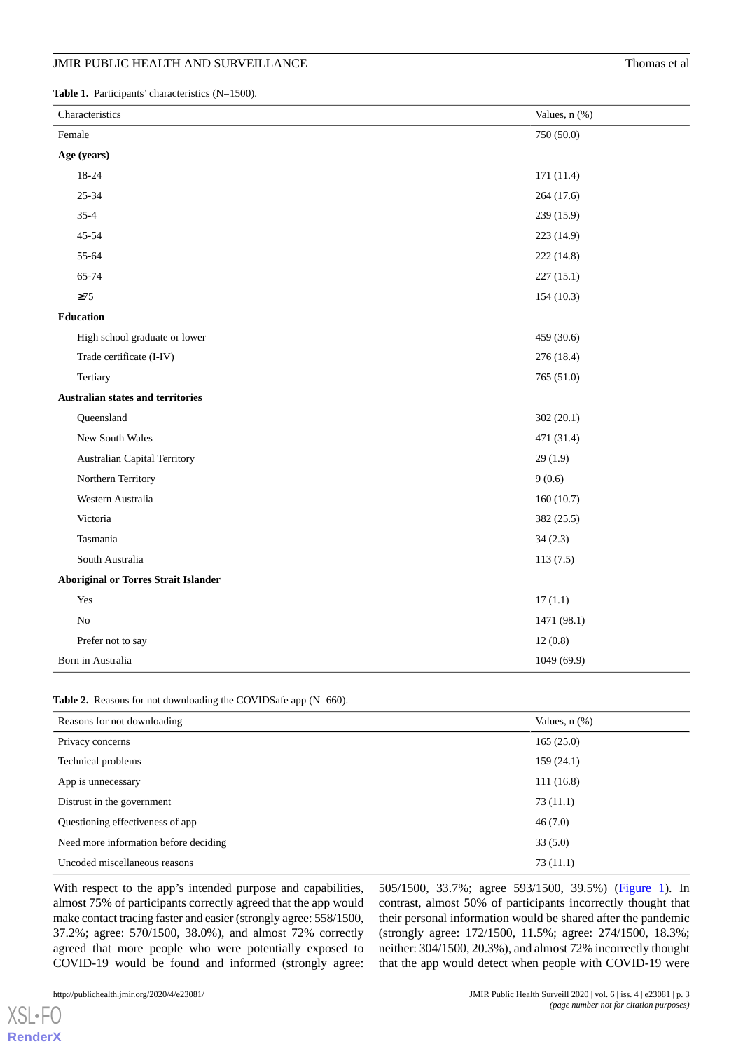**Table 1.** Participants' characteristics (N=1500).

| Characteristics | Values, n (%) |
|---|---|
| Female | 750 (50.0) |
| **Age (years)** | |
| 18-24 | 171 (11.4) |
| 25-34 | 264 (17.6) |
| 35-4 | 239 (15.9) |
| 45-54 | 223 (14.9) |
| 55-64 | 222 (14.8) |
| 65-74 | 227 (15.1) |
| ≥75 | 154 (10.3) |
| **Education** | |
| High school graduate or lower | 459 (30.6) |
| Trade certificate (I-IV) | 276 (18.4) |
| Tertiary | 765 (51.0) |
| **Australian states and territories** | |
| Queensland | 302 (20.1) |
| New South Wales | 471 (31.4) |
| Australian Capital Territory | 29 (1.9) |
| Northern Territory | 9 (0.6) |
| Western Australia | 160 (10.7) |
| Victoria | 382 (25.5) |
| Tasmania | 34 (2.3) |
| South Australia | 113 (7.5) |
| **Aboriginal or Torres Strait Islander** | |
| Yes | 17 (1.1) |
| No | 1471 (98.1) |
| Prefer not to say | 12 (0.8) |
| Born in Australia | 1049 (69.9) |

**Table 2.** Reasons for not downloading the COVIDSafe app (N=660).

| Reasons for not downloading | Values, n (%) |
|---|---|
| Privacy concerns | 165 (25.0) |
| Technical problems | 159 (24.1) |
| App is unnecessary | 111 (16.8) |
| Distrust in the government | 73 (11.1) |
| Questioning effectiveness of app | 46 (7.0) |
| Need more information before deciding | 33 (5.0) |
| Uncoded miscellaneous reasons | 73 (11.1) |

With respect to the app's intended purpose and capabilities, almost 75% of participants correctly agreed that the app would make contact tracing faster and easier (strongly agree: 558/1500, 37.2%; agree: 570/1500, 38.0%), and almost 72% correctly agreed that more people who were potentially exposed to COVID-19 would be found and informed (strongly agree: 505/1500, 33.7%; agree 593/1500, 39.5%) (Figure 1). In contrast, almost 50% of participants incorrectly thought that their personal information would be shared after the pandemic (strongly agree: 172/1500, 11.5%; agree: 274/1500, 18.3%; neither: 304/1500, 20.3%), and almost 72% incorrectly thought that the app would detect when people with COVID-19 were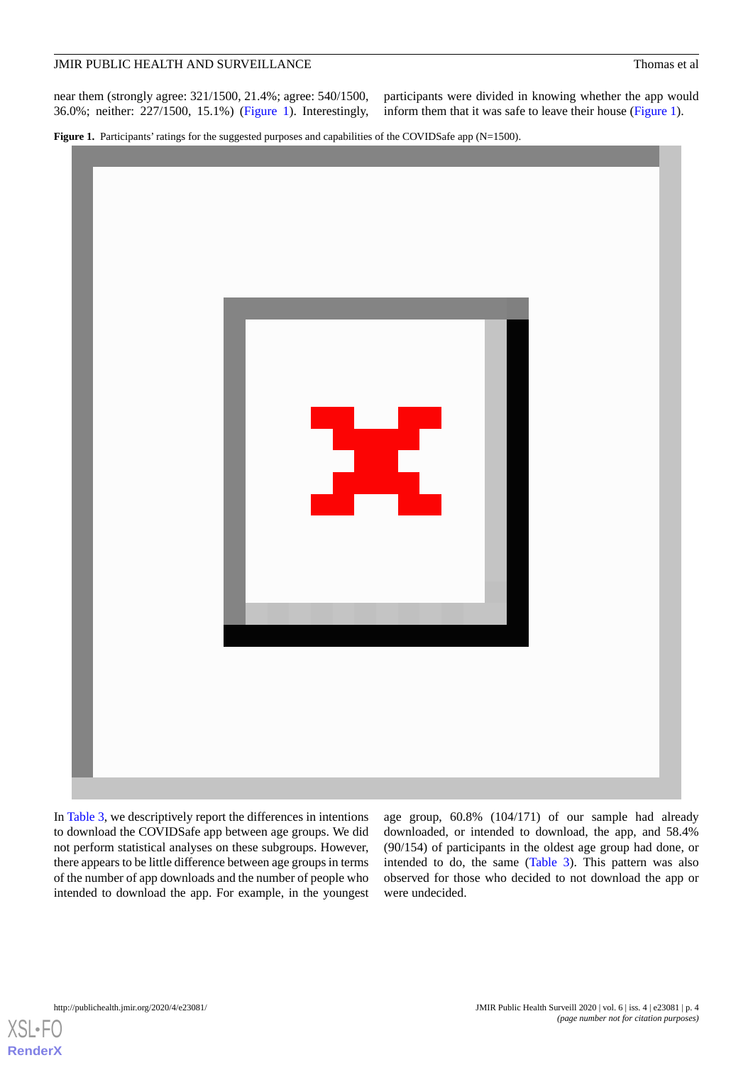near them (strongly agree: 321/1500, 21.4%; agree: 540/1500, 36.0%; neither: 227/1500, 15.1%) (Figure 1). Interestingly, participants were divided in knowing whether the app would inform them that it was safe to leave their house (Figure 1).

**Figure 1.** Participants' ratings for the suggested purposes and capabilities of the COVIDSafe app (N=1500).

In Table 3, we descriptively report the differences in intentions to download the COVIDSafe app between age groups. We did not perform statistical analyses on these subgroups. However, there appears to be little difference between age groups in terms of the number of app downloads and the number of people who intended to download the app. For example, in the youngest age group, 60.8% (104/171) of our sample had already downloaded, or intended to download, the app, and 58.4% (90/154) of participants in the oldest age group had done, or intended to do, the same (Table 3). This pattern was also observed for those who decided to not download the app or were undecided.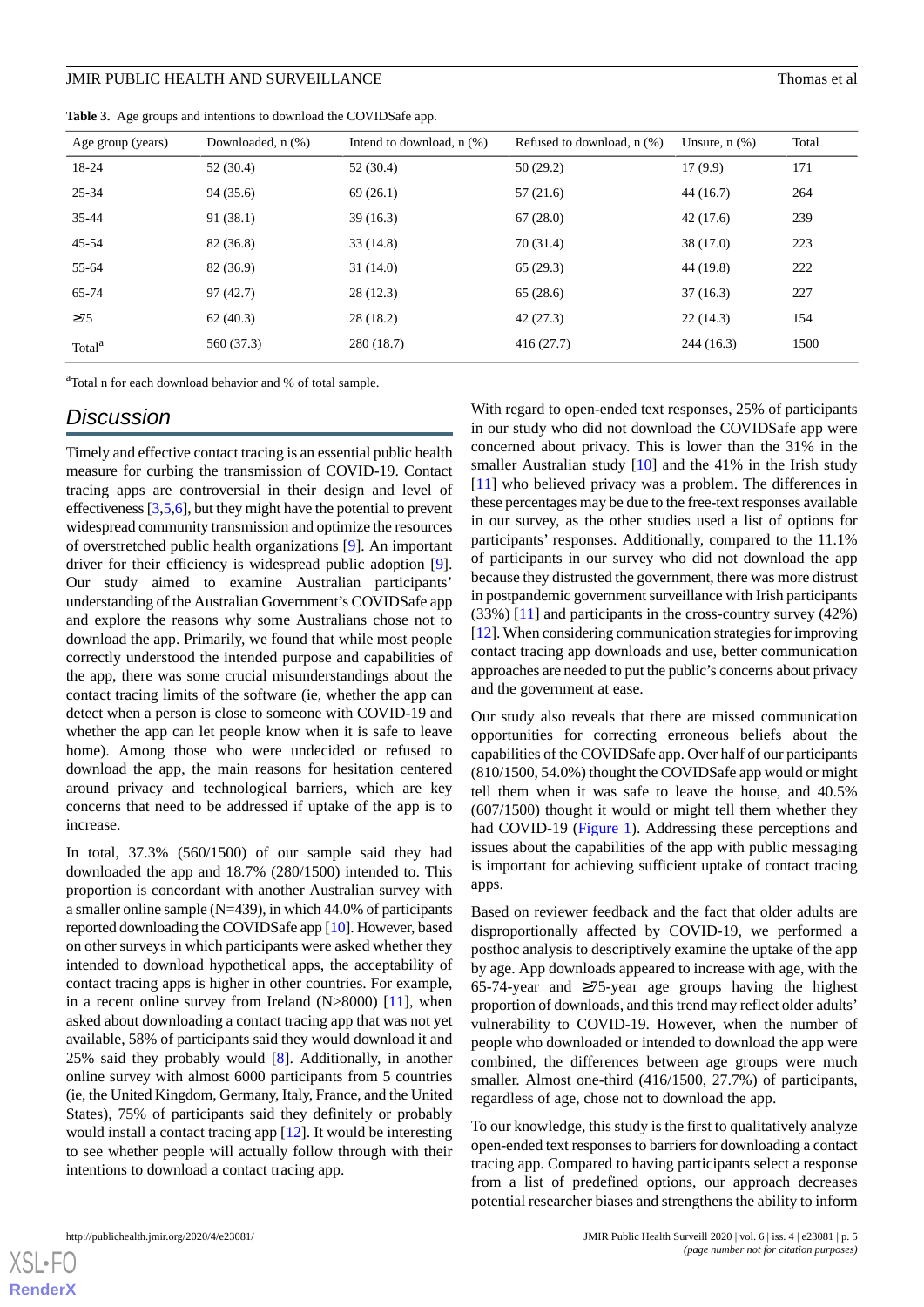**Table 3.** Age groups and intentions to download the COVIDSafe app.

| Age group (years) | Downloaded, n (%) | Intend to download, n (%) | Refused to download, n (%) | Unsure, n (%) | Total |
|---|---|---|---|---|---|
| 18-24 | 52 (30.4) | 52 (30.4) | 50 (29.2) | 17 (9.9) | 171 |
| 25-34 | 94 (35.6) | 69 (26.1) | 57 (21.6) | 44 (16.7) | 264 |
| 35-44 | 91 (38.1) | 39 (16.3) | 67 (28.0) | 42 (17.6) | 239 |
| 45-54 | 82 (36.8) | 33 (14.8) | 70 (31.4) | 38 (17.0) | 223 |
| 55-64 | 82 (36.9) | 31 (14.0) | 65 (29.3) | 44 (19.8) | 222 |
| 65-74 | 97 (42.7) | 28 (12.3) | 65 (28.6) | 37 (16.3) | 227 |
| ≥75 | 62 (40.3) | 28 (18.2) | 42 (27.3) | 22 (14.3) | 154 |
| Total[a] | 560 (37.3) | 280 (18.7) | 416 (27.7) | 244 (16.3) | 1500 |

[a]Total n for each download behavior and % of total sample.

## Discussion

Timely and effective contact tracing is an essential public health measure for curbing the transmission of COVID-19. Contact tracing apps are controversial in their design and level of effectiveness [3,5,6], but they might have the potential to prevent widespread community transmission and optimize the resources of overstretched public health organizations [9]. An important driver for their efficiency is widespread public adoption [9]. Our study aimed to examine Australian participants' understanding of the Australian Government's COVIDSafe app and explore the reasons why some Australians chose not to download the app. Primarily, we found that while most people correctly understood the intended purpose and capabilities of the app, there was some crucial misunderstandings about the contact tracing limits of the software (ie, whether the app can detect when a person is close to someone with COVID-19 and whether the app can let people know when it is safe to leave home). Among those who were undecided or refused to download the app, the main reasons for hesitation centered around privacy and technological barriers, which are key concerns that need to be addressed if uptake of the app is to increase.

In total, 37.3% (560/1500) of our sample said they had downloaded the app and 18.7% (280/1500) intended to. This proportion is concordant with another Australian survey with a smaller online sample (N=439), in which 44.0% of participants reported downloading the COVIDSafe app [10]. However, based on other surveys in which participants were asked whether they intended to download hypothetical apps, the acceptability of contact tracing apps is higher in other countries. For example, in a recent online survey from Ireland (N>8000) [11], when asked about downloading a contact tracing app that was not yet available, 58% of participants said they would download it and 25% said they probably would [8]. Additionally, in another online survey with almost 6000 participants from 5 countries (ie, the United Kingdom, Germany, Italy, France, and the United States), 75% of participants said they definitely or probably would install a contact tracing app [12]. It would be interesting to see whether people will actually follow through with their intentions to download a contact tracing app.

With regard to open-ended text responses, 25% of participants in our study who did not download the COVIDSafe app were concerned about privacy. This is lower than the 31% in the smaller Australian study [10] and the 41% in the Irish study [11] who believed privacy was a problem. The differences in these percentages may be due to the free-text responses available in our survey, as the other studies used a list of options for participants' responses. Additionally, compared to the 11.1% of participants in our survey who did not download the app because they distrusted the government, there was more distrust in postpandemic government surveillance with Irish participants (33%) [11] and participants in the cross-country survey (42%) [12]. When considering communication strategies for improving contact tracing app downloads and use, better communication approaches are needed to put the public's concerns about privacy and the government at ease.

Our study also reveals that there are missed communication opportunities for correcting erroneous beliefs about the capabilities of the COVIDSafe app. Over half of our participants (810/1500, 54.0%) thought the COVIDSafe app would or might tell them when it was safe to leave the house, and 40.5% (607/1500) thought it would or might tell them whether they had COVID-19 (Figure 1). Addressing these perceptions and issues about the capabilities of the app with public messaging is important for achieving sufficient uptake of contact tracing apps.

Based on reviewer feedback and the fact that older adults are disproportionally affected by COVID-19, we performed a posthoc analysis to descriptively examine the uptake of the app by age. App downloads appeared to increase with age, with the 65-74-year and ≥75-year age groups having the highest proportion of downloads, and this trend may reflect older adults' vulnerability to COVID-19. However, when the number of people who downloaded or intended to download the app were combined, the differences between age groups were much smaller. Almost one-third (416/1500, 27.7%) of participants, regardless of age, chose not to download the app.

To our knowledge, this study is the first to qualitatively analyze open-ended text responses to barriers for downloading a contact tracing app. Compared to having participants select a response from a list of predefined options, our approach decreases potential researcher biases and strengthens the ability to inform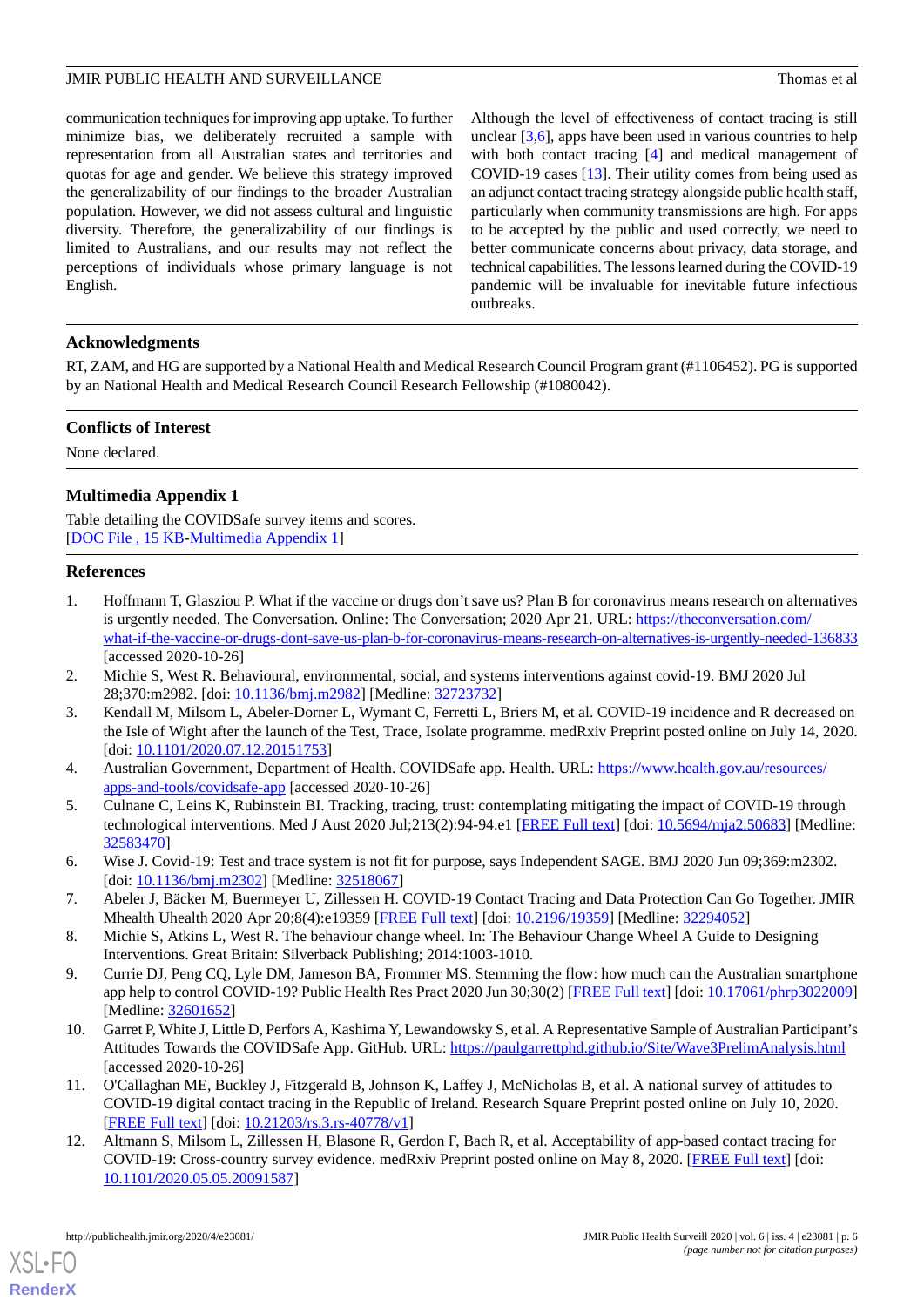communication techniques for improving app uptake. To further minimize bias, we deliberately recruited a sample with representation from all Australian states and territories and quotas for age and gender. We believe this strategy improved the generalizability of our findings to the broader Australian population. However, we did not assess cultural and linguistic diversity. Therefore, the generalizability of our findings is limited to Australians, and our results may not reflect the perceptions of individuals whose primary language is not English.

Although the level of effectiveness of contact tracing is still unclear [3,6], apps have been used in various countries to help with both contact tracing [4] and medical management of COVID-19 cases [13]. Their utility comes from being used as an adjunct contact tracing strategy alongside public health staff, particularly when community transmissions are high. For apps to be accepted by the public and used correctly, we need to better communicate concerns about privacy, data storage, and technical capabilities. The lessons learned during the COVID-19 pandemic will be invaluable for inevitable future infectious outbreaks.

## Acknowledgments

RT, ZAM, and HG are supported by a National Health and Medical Research Council Program grant (#1106452). PG is supported by an National Health and Medical Research Council Research Fellowship (#1080042).

## Conflicts of Interest

None declared.

## Multimedia Appendix 1

Table detailing the COVIDSafe survey items and scores.
[DOC File , 15 KB-Multimedia Appendix 1]

## References

1. Hoffmann T, Glasziou P. What if the vaccine or drugs don't save us? Plan B for coronavirus means research on alternatives is urgently needed. The Conversation. Online: The Conversation; 2020 Apr 21. URL: https://theconversation.com/what-if-the-vaccine-or-drugs-dont-save-us-plan-b-for-coronavirus-means-research-on-alternatives-is-urgently-needed-136833 [accessed 2020-10-26]
2. Michie S, West R. Behavioural, environmental, social, and systems interventions against covid-19. BMJ 2020 Jul 28;370:m2982. [doi: 10.1136/bmj.m2982] [Medline: 32723732]
3. Kendall M, Milsom L, Abeler-Dorner L, Wymant C, Ferretti L, Briers M, et al. COVID-19 incidence and R decreased on the Isle of Wight after the launch of the Test, Trace, Isolate programme. medRxiv Preprint posted online on July 14, 2020. [doi: 10.1101/2020.07.12.20151753]
4. Australian Government, Department of Health. COVIDSafe app. Health. URL: https://www.health.gov.au/resources/apps-and-tools/covidsafe-app [accessed 2020-10-26]
5. Culnane C, Leins K, Rubinstein BI. Tracking, tracing, trust: contemplating mitigating the impact of COVID-19 through technological interventions. Med J Aust 2020 Jul;213(2):94-94.e1 [FREE Full text] [doi: 10.5694/mja2.50683] [Medline: 32583470]
6. Wise J. Covid-19: Test and trace system is not fit for purpose, says Independent SAGE. BMJ 2020 Jun 09;369:m2302. [doi: 10.1136/bmj.m2302] [Medline: 32518067]
7. Abeler J, Bäcker M, Buermeyer U, Zillessen H. COVID-19 Contact Tracing and Data Protection Can Go Together. JMIR Mhealth Uhealth 2020 Apr 20;8(4):e19359 [FREE Full text] [doi: 10.2196/19359] [Medline: 32294052]
8. Michie S, Atkins L, West R. The behaviour change wheel. In: The Behaviour Change Wheel A Guide to Designing Interventions. Great Britain: Silverback Publishing; 2014:1003-1010.
9. Currie DJ, Peng CQ, Lyle DM, Jameson BA, Frommer MS. Stemming the flow: how much can the Australian smartphone app help to control COVID-19? Public Health Res Pract 2020 Jun 30;30(2) [FREE Full text] [doi: 10.17061/phrp3022009] [Medline: 32601652]
10. Garret P, White J, Little D, Perfors A, Kashima Y, Lewandowsky S, et al. A Representative Sample of Australian Participant's Attitudes Towards the COVIDSafe App. GitHub. URL: https://paulgarrettphd.github.io/Site/Wave3PrelimAnalysis.html [accessed 2020-10-26]
11. O'Callaghan ME, Buckley J, Fitzgerald B, Johnson K, Laffey J, McNicholas B, et al. A national survey of attitudes to COVID-19 digital contact tracing in the Republic of Ireland. Research Square Preprint posted online on July 10, 2020. [FREE Full text] [doi: 10.21203/rs.3.rs-40778/v1]
12. Altmann S, Milsom L, Zillessen H, Blasone R, Gerdon F, Bach R, et al. Acceptability of app-based contact tracing for COVID-19: Cross-country survey evidence. medRxiv Preprint posted online on May 8, 2020. [FREE Full text] [doi: 10.1101/2020.05.05.20091587]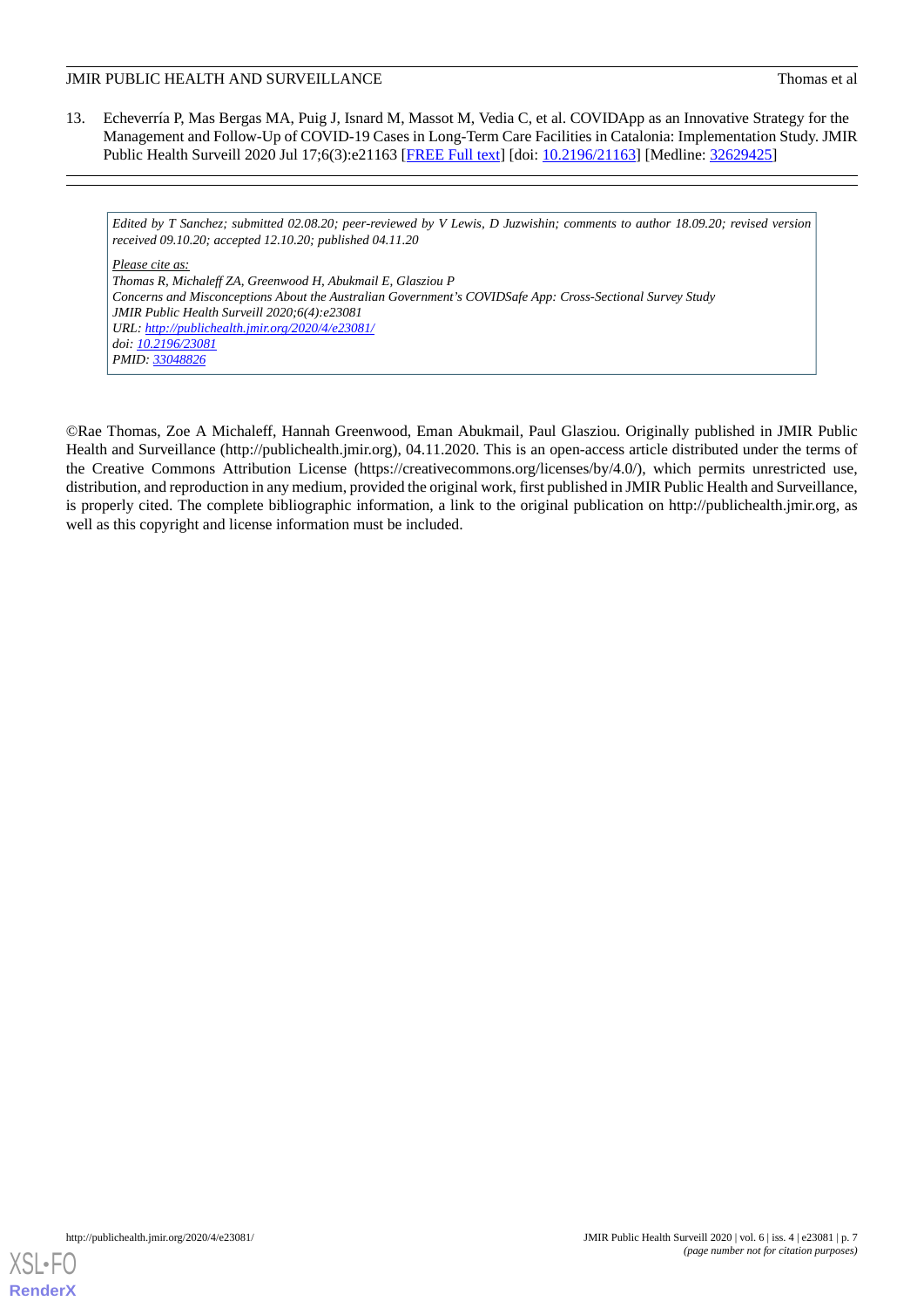13. Echeverría P, Mas Bergas MA, Puig J, Isnard M, Massot M, Vedia C, et al. COVIDApp as an Innovative Strategy for the Management and Follow-Up of COVID-19 Cases in Long-Term Care Facilities in Catalonia: Implementation Study. JMIR Public Health Surveill 2020 Jul 17;6(3):e21163 [FREE Full text] [doi: 10.2196/21163] [Medline: 32629425]

---

*Edited by T Sanchez; submitted 02.08.20; peer-reviewed by V Lewis, D Juzwishin; comments to author 18.09.20; revised version received 09.10.20; accepted 12.10.20; published 04.11.20*

*Please cite as:*
*Thomas R, Michaleff ZA, Greenwood H, Abukmail E, Glasziou P*
*Concerns and Misconceptions About the Australian Government's COVIDSafe App: Cross-Sectional Survey Study*
*JMIR Public Health Surveill 2020;6(4):e23081*
*URL: http://publichealth.jmir.org/2020/4/e23081/*
*doi: 10.2196/23081*
*PMID: 33048826*

©Rae Thomas, Zoe A Michaleff, Hannah Greenwood, Eman Abukmail, Paul Glasziou. Originally published in JMIR Public Health and Surveillance (http://publichealth.jmir.org), 04.11.2020. This is an open-access article distributed under the terms of the Creative Commons Attribution License (https://creativecommons.org/licenses/by/4.0/), which permits unrestricted use, distribution, and reproduction in any medium, provided the original work, first published in JMIR Public Health and Surveillance, is properly cited. The complete bibliographic information, a link to the original publication on http://publichealth.jmir.org, as well as this copyright and license information must be included.